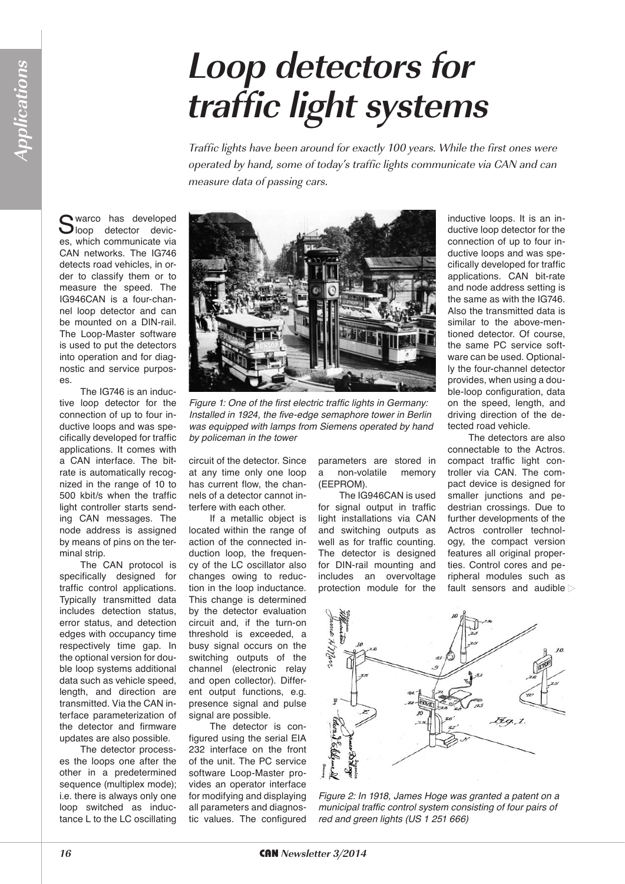# Loop detectors for traffic light systems

*Traffic lights have been around for exactly 100 years. While the first ones were operated by hand, some of today's traffic lights communicate via CAN and can measure data of passing cars.*

Swarco has developed loop detector devices, which communicate via CAN networks. The IG746 detects road vehicles, in order to classify them or to measure the speed. The IG946CAN is a four-channel loop detector and can be mounted on a DIN-rail. The Loop-Master software is used to put the detectors into operation and for diagnostic and service purposes.

The IG746 is an inductive loop detector for the connection of up to four inductive loops and was specifically developed for traffic applications. It comes with a CAN interface. The bitrate is automatically recognized in the range of 10 to 500 kbit/s when the traffic light controller starts sending CAN messages. The node address is assigned by means of pins on the terminal strip.

The CAN protocol is specifically designed for traffic control applications. Typically transmitted data includes detection status, error status, and detection edges with occupancy time respectively time gap. In the optional version for double loop systems additional data such as vehicle speed, length, and direction are transmitted. Via the CAN interface parameterization of the detector and firmware updates are also possible.

The detector processes the loops one after the other in a predetermined sequence (multiplex mode); i.e. there is always only one loop switched as inductance L to the LC oscillating circuit of the detector. Since at any time only one loop has current flow, the channels of a detector cannot interfere with each other.

Figure 1: One of the first electric traffic lights in Germany: Installed in 1924, the five-edge semaphore tower in Berlin was equipped with lamps from Siemens operated by hand by policeman in the tower

If a metallic object is located within the range of action of the connected induction loop, the frequency of the LC oscillator also changes owing to reduction in the loop inductance. This change is determined by the detector evaluation circuit and, if the turn-on threshold is exceeded, a busy signal occurs on the switching outputs of the channel (electronic relay and open collector). Different output functions, e.g. presence signal and pulse signal are possible.

The detector is configured using the serial EIA 232 interface on the front of the unit. The PC service software Loop-Master provides an operator interface for modifying and displaying all parameters and diagnostic values. The configured parameters are stored in a non-volatile memory (EEPROM).

The IG946CAN is used for signal output in traffic light installations via CAN and switching outputs as well as for traffic counting. The detector is designed for DIN-rail mounting and includes an overvoltage protection module for the inductive loops. It is an inductive loop detector for the connection of up to four inductive loops and was specifically developed for traffic applications. CAN bit-rate and node address setting is the same as with the IG746. Also the transmitted data is similar to the above-mentioned detector. Of course, the same PC service software can be used. Optionally the four-channel detector provides, when using a double-loop configuration, data on the speed, length, and driving direction of the detected road vehicle.

The detectors are also connectable to the Actros. compact traffic light controller via CAN. The compact device is designed for smaller junctions and pedestrian crossings. Due to further developments of the Actros controller technology, the compact version features all original properties. Control cores and peripheral modules such as fault sensors and audible ▷

Figure 2: In 1918, James Hoge was granted a patent on a municipal traffic control system consisting of four pairs of red and green lights (US 1 251 666)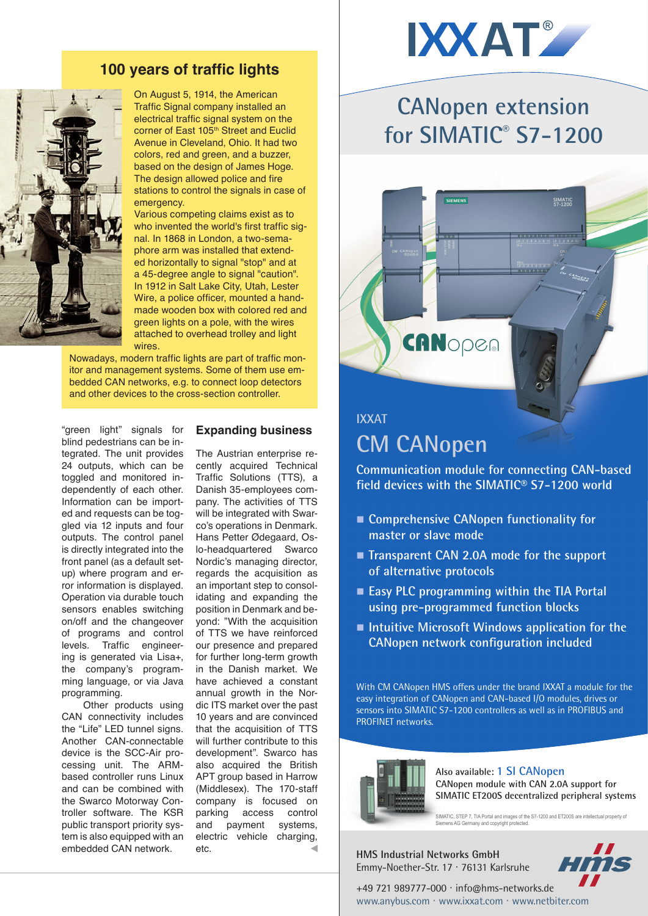## 100 years of traffic lights

On August 5, 1914, the American Traffic Signal company installed an electrical traffic signal system on the corner of East 105th Street and Euclid Avenue in Cleveland, Ohio. It had two colors, red and green, and a buzzer, based on the design of James Hoge. The design allowed police and fire stations to control the signals in case of emergency.

Various competing claims exist as to who invented the world's first traffic signal. In 1868 in London, a two-semaphore arm was installed that extended horizontally to signal "stop" and at a 45-degree angle to signal "caution". In 1912 in Salt Lake City, Utah, Lester Wire, a police officer, mounted a handmade wooden box with colored red and green lights on a pole, with the wires attached to overhead trolley and light wires.

Nowadays, modern traffic lights are part of traffic monitor and management systems. Some of them use embedded CAN networks, e.g. to connect loop detectors and other devices to the cross-section controller.

"green light" signals for blind pedestrians can be integrated. The unit provides 24 outputs, which can be toggled and monitored independently of each other. Information can be imported and requests can be toggled via 12 inputs and four outputs. The control panel is directly integrated into the front panel (as a default setup) where program and error information is displayed. Operation via durable touch sensors enables switching on/off and the changeover of programs and control levels. Traffic engineering is generated via Lisa+, the company's programming language, or via Java programming.

Other products using CAN connectivity includes the "Life" LED tunnel signs. Another CAN-connectable device is the SCC-Air processing unit. The ARM-based controller runs Linux and can be combined with the Swarco Motorway Controller software. The KSR public transport priority system is also equipped with an embedded CAN network.

### Expanding business

The Austrian enterprise recently acquired Technical Traffic Solutions (TTS), a Danish 35-employees company. The activities of TTS will be integrated with Swarco's operations in Denmark. Hans Petter Ødegaard, Oslo-headquartered Swarco Nordic's managing director, regards the acquisition as an important step to consolidating and expanding the position in Denmark and beyond: "With the acquisition of TTS we have reinforced our presence and prepared for further long-term growth in the Danish market. We have achieved a constant annual growth in the Nordic ITS market over the past 10 years and are convinced that the acquisition of TTS will further contribute to this development". Swarco has also acquired the British APT group based in Harrow (Middlesex). The 170-staff company is focused on parking access control and payment systems, electric vehicle charging, etc. ◀

# IXXAT®

## CANopen extension for SIMATIC® S7-1200

IXXAT

## CM CANopen

**Communication module for connecting CAN-based field devices with the SIMATIC® S7-1200 world**

- Comprehensive CANopen functionality for master or slave mode
- Transparent CAN 2.0A mode for the support of alternative protocols
- Easy PLC programming within the TIA Portal using pre-programmed function blocks
- Intuitive Microsoft Windows application for the CANopen network configuration included

With CM CANopen HMS offers under the brand IXXAT a module for the easy integration of CANopen and CAN-based I/O modules, drives or sensors into SIMATIC S7-1200 controllers as well as in PROFIBUS and PROFINET networks.

Also available: **1 SI CANopen**
CANopen module with CAN 2.0A support for SIMATIC ET200S decentralized peripheral systems

SIMATIC, STEP 7, TIA Portal and images of the S7-1200 and ET200S are intellectual property of Siemens AG Germany and copyright protected.

**HMS Industrial Networks GmbH**
Emmy-Noether-Str. 17 · 76131 Karlsruhe

+49 721 989777-000 · info@hms-networks.de
www.anybus.com · www.ixxat.com · www.netbiter.com